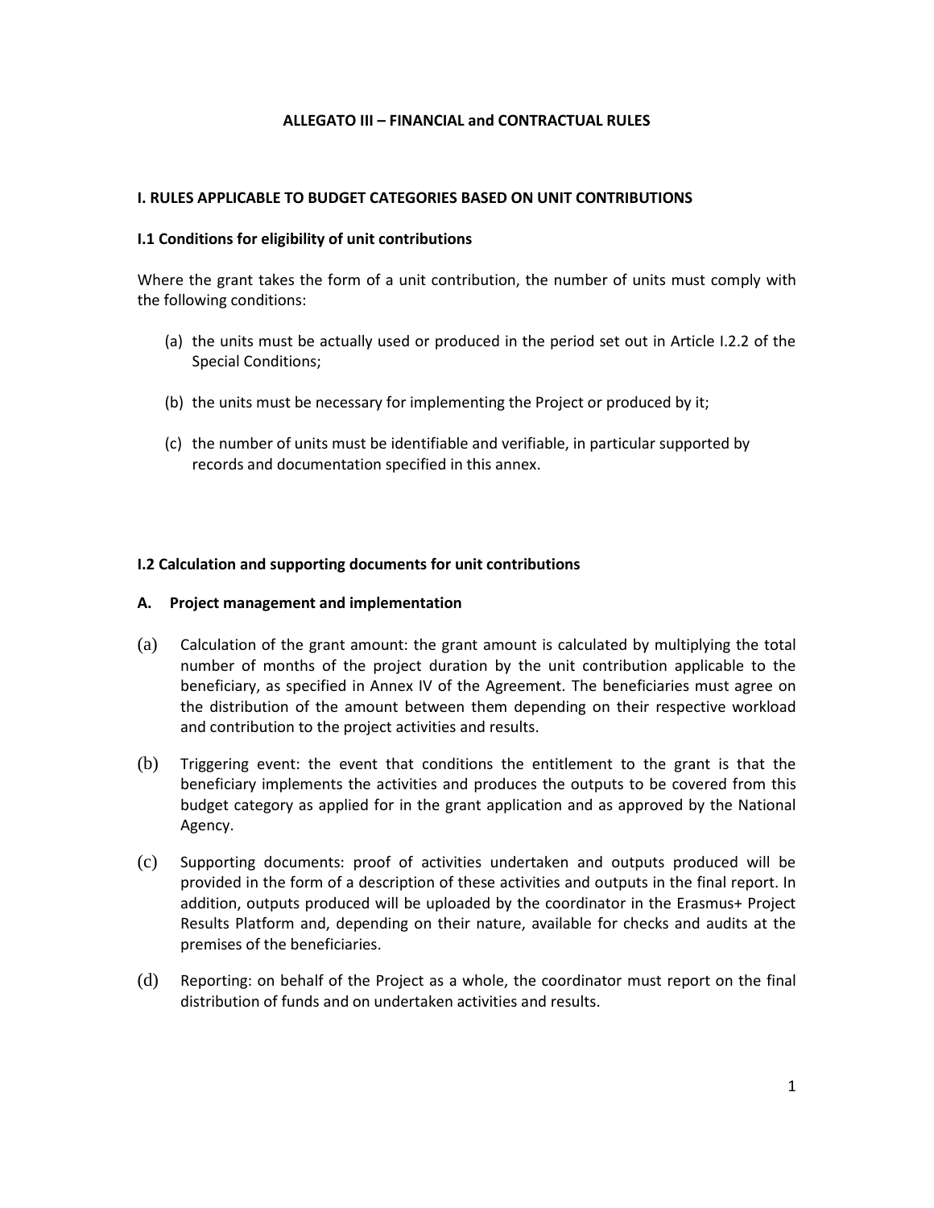# ALLEGATO III – FINANCIAL and CONTRACTUAL RULES

## I. RULES APPLICABLE TO BUDGET CATEGORIES BASED ON UNIT CONTRIBUTIONS

### I.1 Conditions for eligibility of unit contributions

Where the grant takes the form of a unit contribution, the number of units must comply with the following conditions:

(a) the units must be actually used or produced in the period set out in Article I.2.2 of the Special Conditions;

(b) the units must be necessary for implementing the Project or produced by it;

(c) the number of units must be identifiable and verifiable, in particular supported by records and documentation specified in this annex.

### I.2 Calculation and supporting documents for unit contributions

#### A. Project management and implementation

(a) Calculation of the grant amount: the grant amount is calculated by multiplying the total number of months of the project duration by the unit contribution applicable to the beneficiary, as specified in Annex IV of the Agreement. The beneficiaries must agree on the distribution of the amount between them depending on their respective workload and contribution to the project activities and results.

(b) Triggering event: the event that conditions the entitlement to the grant is that the beneficiary implements the activities and produces the outputs to be covered from this budget category as applied for in the grant application and as approved by the National Agency.

(c) Supporting documents: proof of activities undertaken and outputs produced will be provided in the form of a description of these activities and outputs in the final report. In addition, outputs produced will be uploaded by the coordinator in the Erasmus+ Project Results Platform and, depending on their nature, available for checks and audits at the premises of the beneficiaries.

(d) Reporting: on behalf of the Project as a whole, the coordinator must report on the final distribution of funds and on undertaken activities and results.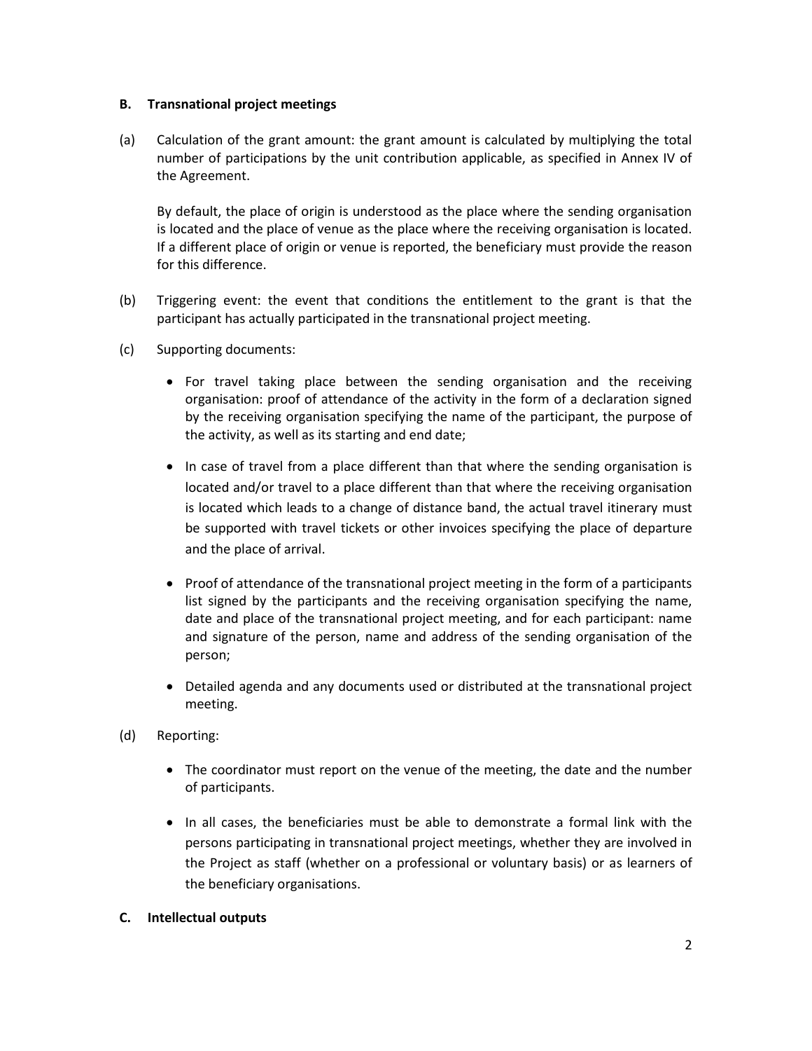### B. Transnational project meetings

(a) Calculation of the grant amount: the grant amount is calculated by multiplying the total number of participations by the unit contribution applicable, as specified in Annex IV of the Agreement.

By default, the place of origin is understood as the place where the sending organisation is located and the place of venue as the place where the receiving organisation is located. If a different place of origin or venue is reported, the beneficiary must provide the reason for this difference.

(b) Triggering event: the event that conditions the entitlement to the grant is that the participant has actually participated in the transnational project meeting.

(c) Supporting documents:

- For travel taking place between the sending organisation and the receiving organisation: proof of attendance of the activity in the form of a declaration signed by the receiving organisation specifying the name of the participant, the purpose of the activity, as well as its starting and end date;
- In case of travel from a place different than that where the sending organisation is located and/or travel to a place different than that where the receiving organisation is located which leads to a change of distance band, the actual travel itinerary must be supported with travel tickets or other invoices specifying the place of departure and the place of arrival.
- Proof of attendance of the transnational project meeting in the form of a participants list signed by the participants and the receiving organisation specifying the name, date and place of the transnational project meeting, and for each participant: name and signature of the person, name and address of the sending organisation of the person;
- Detailed agenda and any documents used or distributed at the transnational project meeting.

(d) Reporting:

- The coordinator must report on the venue of the meeting, the date and the number of participants.
- In all cases, the beneficiaries must be able to demonstrate a formal link with the persons participating in transnational project meetings, whether they are involved in the Project as staff (whether on a professional or voluntary basis) or as learners of the beneficiary organisations.

### C. Intellectual outputs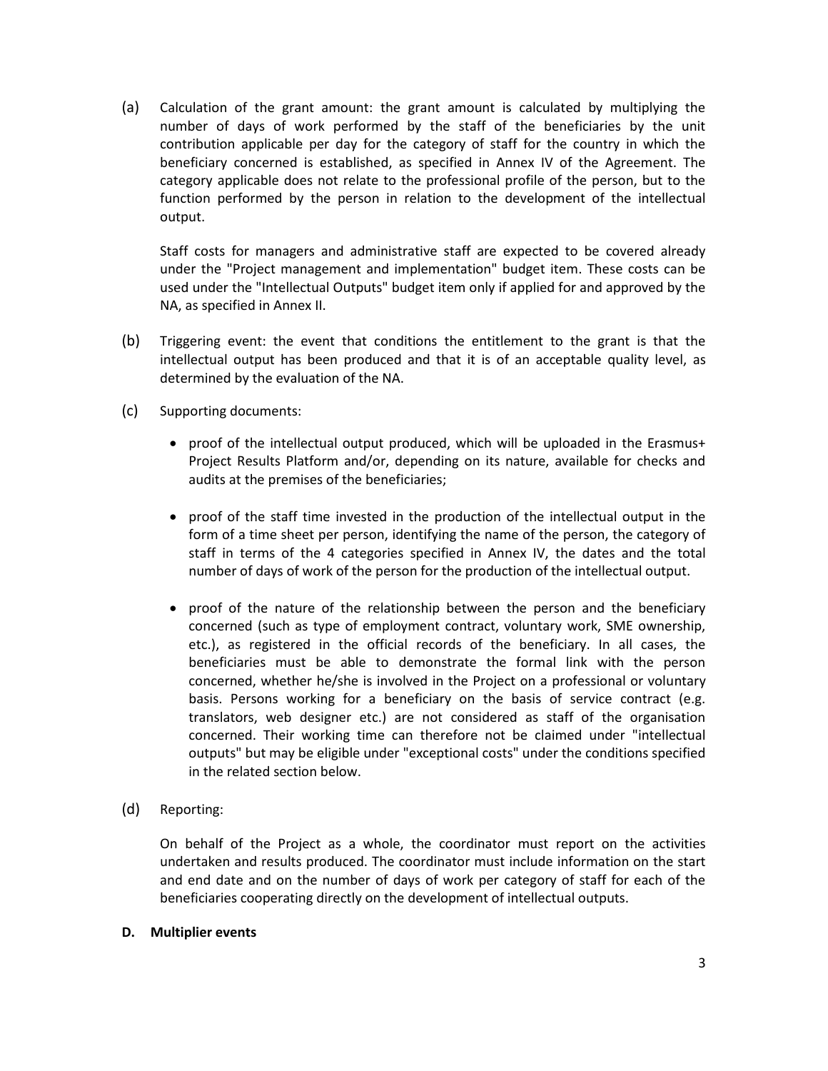(a) Calculation of the grant amount: the grant amount is calculated by multiplying the number of days of work performed by the staff of the beneficiaries by the unit contribution applicable per day for the category of staff for the country in which the beneficiary concerned is established, as specified in Annex IV of the Agreement. The category applicable does not relate to the professional profile of the person, but to the function performed by the person in relation to the development of the intellectual output.

Staff costs for managers and administrative staff are expected to be covered already under the "Project management and implementation" budget item. These costs can be used under the "Intellectual Outputs" budget item only if applied for and approved by the NA, as specified in Annex II.

(b) Triggering event: the event that conditions the entitlement to the grant is that the intellectual output has been produced and that it is of an acceptable quality level, as determined by the evaluation of the NA.

(c) Supporting documents:

- proof of the intellectual output produced, which will be uploaded in the Erasmus+ Project Results Platform and/or, depending on its nature, available for checks and audits at the premises of the beneficiaries;

- proof of the staff time invested in the production of the intellectual output in the form of a time sheet per person, identifying the name of the person, the category of staff in terms of the 4 categories specified in Annex IV, the dates and the total number of days of work of the person for the production of the intellectual output.

- proof of the nature of the relationship between the person and the beneficiary concerned (such as type of employment contract, voluntary work, SME ownership, etc.), as registered in the official records of the beneficiary. In all cases, the beneficiaries must be able to demonstrate the formal link with the person concerned, whether he/she is involved in the Project on a professional or voluntary basis. Persons working for a beneficiary on the basis of service contract (e.g. translators, web designer etc.) are not considered as staff of the organisation concerned. Their working time can therefore not be claimed under "intellectual outputs" but may be eligible under "exceptional costs" under the conditions specified in the related section below.

(d) Reporting:

On behalf of the Project as a whole, the coordinator must report on the activities undertaken and results produced. The coordinator must include information on the start and end date and on the number of days of work per category of staff for each of the beneficiaries cooperating directly on the development of intellectual outputs.

**D. Multiplier events**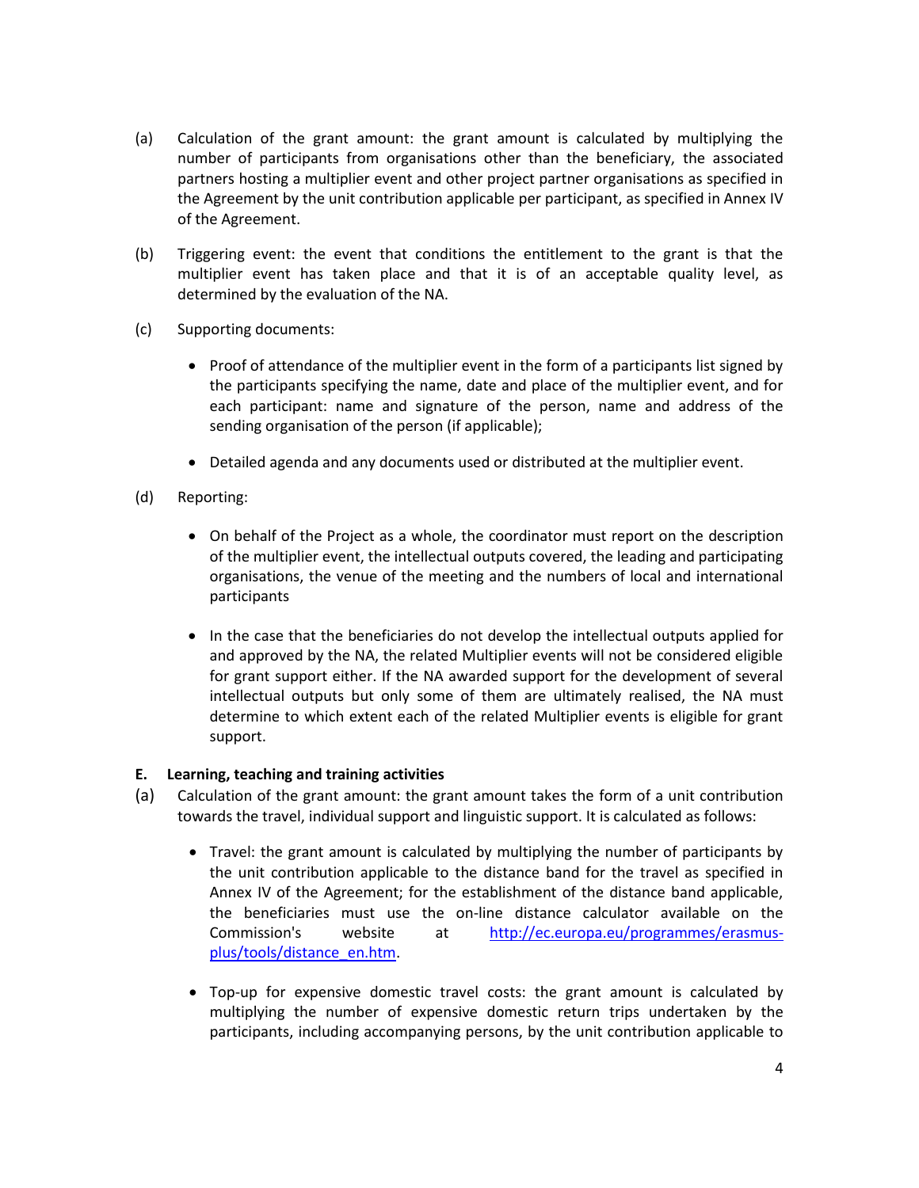(a) Calculation of the grant amount: the grant amount is calculated by multiplying the number of participants from organisations other than the beneficiary, the associated partners hosting a multiplier event and other project partner organisations as specified in the Agreement by the unit contribution applicable per participant, as specified in Annex IV of the Agreement.

(b) Triggering event: the event that conditions the entitlement to the grant is that the multiplier event has taken place and that it is of an acceptable quality level, as determined by the evaluation of the NA.

(c) Supporting documents:

- Proof of attendance of the multiplier event in the form of a participants list signed by the participants specifying the name, date and place of the multiplier event, and for each participant: name and signature of the person, name and address of the sending organisation of the person (if applicable);
- Detailed agenda and any documents used or distributed at the multiplier event.

(d) Reporting:

- On behalf of the Project as a whole, the coordinator must report on the description of the multiplier event, the intellectual outputs covered, the leading and participating organisations, the venue of the meeting and the numbers of local and international participants
- In the case that the beneficiaries do not develop the intellectual outputs applied for and approved by the NA, the related Multiplier events will not be considered eligible for grant support either. If the NA awarded support for the development of several intellectual outputs but only some of them are ultimately realised, the NA must determine to which extent each of the related Multiplier events is eligible for grant support.

**E. Learning, teaching and training activities**

(a) Calculation of the grant amount: the grant amount takes the form of a unit contribution towards the travel, individual support and linguistic support. It is calculated as follows:

- Travel: the grant amount is calculated by multiplying the number of participants by the unit contribution applicable to the distance band for the travel as specified in Annex IV of the Agreement; for the establishment of the distance band applicable, the beneficiaries must use the on-line distance calculator available on the Commission's website at [http://ec.europa.eu/programmes/erasmus-plus/tools/distance_en.htm](http://ec.europa.eu/programmes/erasmus-plus/tools/distance_en.htm).
- Top-up for expensive domestic travel costs: the grant amount is calculated by multiplying the number of expensive domestic return trips undertaken by the participants, including accompanying persons, by the unit contribution applicable to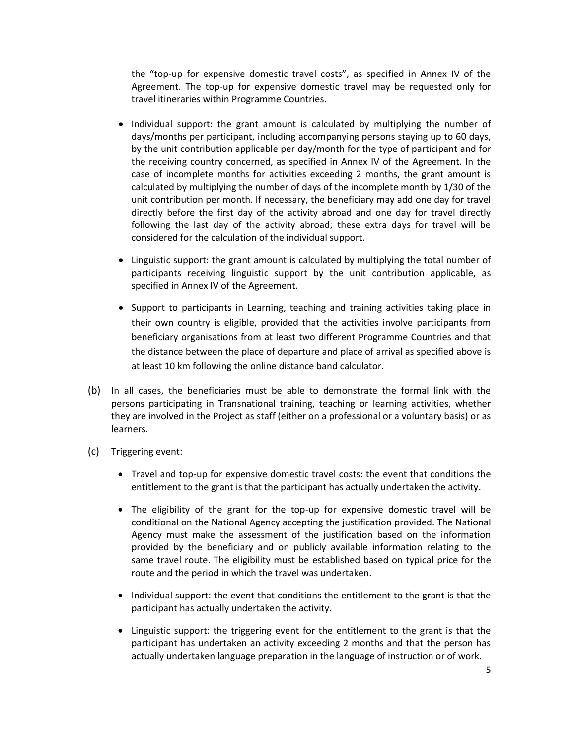the "top-up for expensive domestic travel costs", as specified in Annex IV of the Agreement. The top-up for expensive domestic travel may be requested only for travel itineraries within Programme Countries.

- Individual support: the grant amount is calculated by multiplying the number of days/months per participant, including accompanying persons staying up to 60 days, by the unit contribution applicable per day/month for the type of participant and for the receiving country concerned, as specified in Annex IV of the Agreement. In the case of incomplete months for activities exceeding 2 months, the grant amount is calculated by multiplying the number of days of the incomplete month by 1/30 of the unit contribution per month. If necessary, the beneficiary may add one day for travel directly before the first day of the activity abroad and one day for travel directly following the last day of the activity abroad; these extra days for travel will be considered for the calculation of the individual support.
- Linguistic support: the grant amount is calculated by multiplying the total number of participants receiving linguistic support by the unit contribution applicable, as specified in Annex IV of the Agreement.
- Support to participants in Learning, teaching and training activities taking place in their own country is eligible, provided that the activities involve participants from beneficiary organisations from at least two different Programme Countries and that the distance between the place of departure and place of arrival as specified above is at least 10 km following the online distance band calculator.

(b) In all cases, the beneficiaries must be able to demonstrate the formal link with the persons participating in Transnational training, teaching or learning activities, whether they are involved in the Project as staff (either on a professional or a voluntary basis) or as learners.

(c) Triggering event:

- Travel and top-up for expensive domestic travel costs: the event that conditions the entitlement to the grant is that the participant has actually undertaken the activity.
- The eligibility of the grant for the top-up for expensive domestic travel will be conditional on the National Agency accepting the justification provided. The National Agency must make the assessment of the justification based on the information provided by the beneficiary and on publicly available information relating to the same travel route. The eligibility must be established based on typical price for the route and the period in which the travel was undertaken.
- Individual support: the event that conditions the entitlement to the grant is that the participant has actually undertaken the activity.
- Linguistic support: the triggering event for the entitlement to the grant is that the participant has undertaken an activity exceeding 2 months and that the person has actually undertaken language preparation in the language of instruction or of work.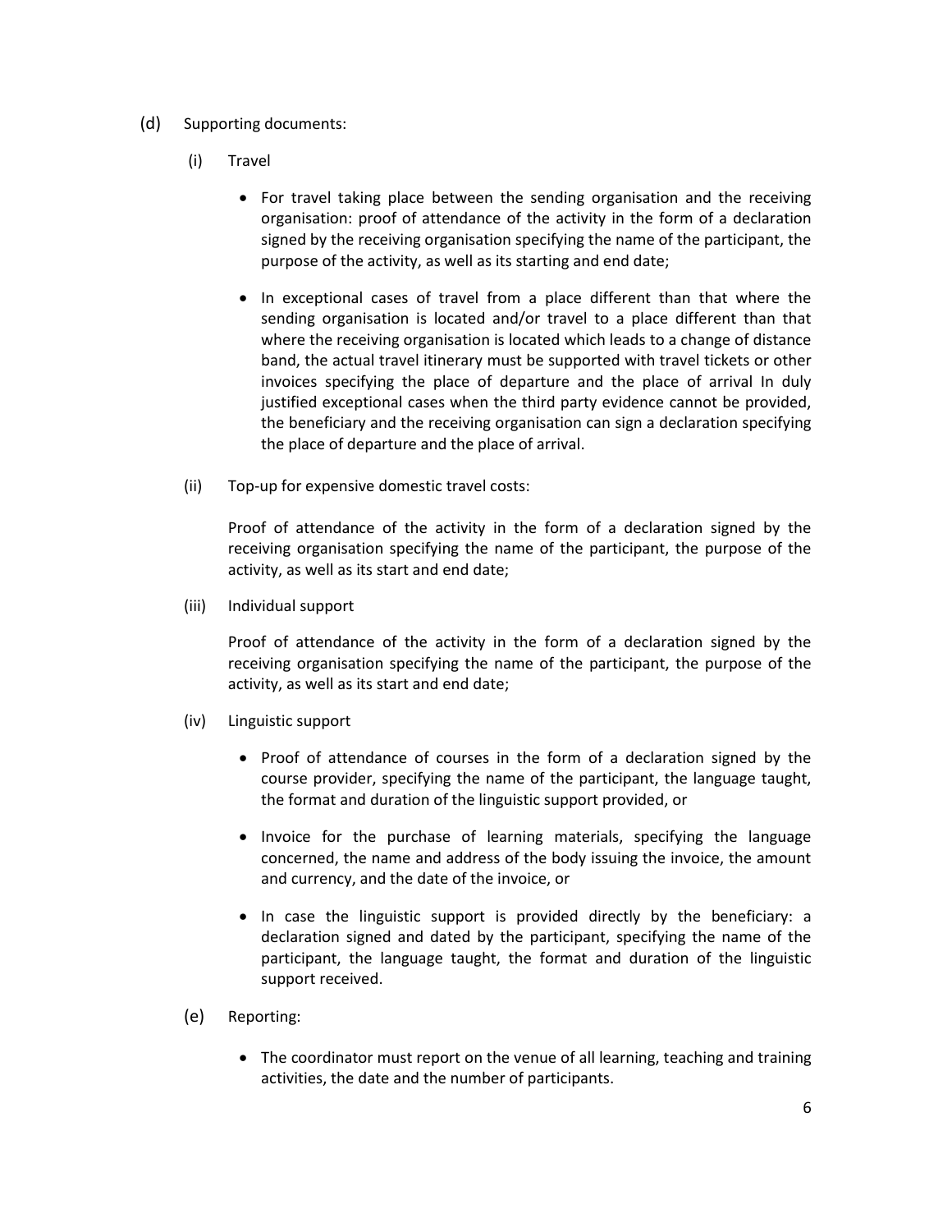(d) Supporting documents:

(i) Travel

- For travel taking place between the sending organisation and the receiving organisation: proof of attendance of the activity in the form of a declaration signed by the receiving organisation specifying the name of the participant, the purpose of the activity, as well as its starting and end date;
- In exceptional cases of travel from a place different than that where the sending organisation is located and/or travel to a place different than that where the receiving organisation is located which leads to a change of distance band, the actual travel itinerary must be supported with travel tickets or other invoices specifying the place of departure and the place of arrival In duly justified exceptional cases when the third party evidence cannot be provided, the beneficiary and the receiving organisation can sign a declaration specifying the place of departure and the place of arrival.

(ii) Top-up for expensive domestic travel costs:

Proof of attendance of the activity in the form of a declaration signed by the receiving organisation specifying the name of the participant, the purpose of the activity, as well as its start and end date;

(iii) Individual support

Proof of attendance of the activity in the form of a declaration signed by the receiving organisation specifying the name of the participant, the purpose of the activity, as well as its start and end date;

(iv) Linguistic support

- Proof of attendance of courses in the form of a declaration signed by the course provider, specifying the name of the participant, the language taught, the format and duration of the linguistic support provided, or
- Invoice for the purchase of learning materials, specifying the language concerned, the name and address of the body issuing the invoice, the amount and currency, and the date of the invoice, or
- In case the linguistic support is provided directly by the beneficiary: a declaration signed and dated by the participant, specifying the name of the participant, the language taught, the format and duration of the linguistic support received.

(e) Reporting:

- The coordinator must report on the venue of all learning, teaching and training activities, the date and the number of participants.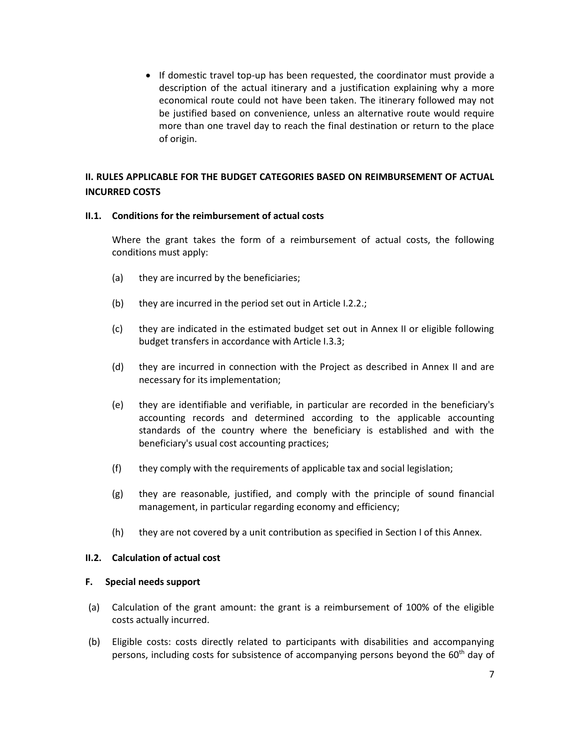- If domestic travel top-up has been requested, the coordinator must provide a description of the actual itinerary and a justification explaining why a more economical route could not have been taken. The itinerary followed may not be justified based on convenience, unless an alternative route would require more than one travel day to reach the final destination or return to the place of origin.

## II. RULES APPLICABLE FOR THE BUDGET CATEGORIES BASED ON REIMBURSEMENT OF ACTUAL INCURRED COSTS

### II.1. Conditions for the reimbursement of actual costs

Where the grant takes the form of a reimbursement of actual costs, the following conditions must apply:

(a) they are incurred by the beneficiaries;

(b) they are incurred in the period set out in Article I.2.2.;

(c) they are indicated in the estimated budget set out in Annex II or eligible following budget transfers in accordance with Article I.3.3;

(d) they are incurred in connection with the Project as described in Annex II and are necessary for its implementation;

(e) they are identifiable and verifiable, in particular are recorded in the beneficiary's accounting records and determined according to the applicable accounting standards of the country where the beneficiary is established and with the beneficiary's usual cost accounting practices;

(f) they comply with the requirements of applicable tax and social legislation;

(g) they are reasonable, justified, and comply with the principle of sound financial management, in particular regarding economy and efficiency;

(h) they are not covered by a unit contribution as specified in Section I of this Annex.

### II.2. Calculation of actual cost

### F. Special needs support

(a) Calculation of the grant amount: the grant is a reimbursement of 100% of the eligible costs actually incurred.

(b) Eligible costs: costs directly related to participants with disabilities and accompanying persons, including costs for subsistence of accompanying persons beyond the 60th day of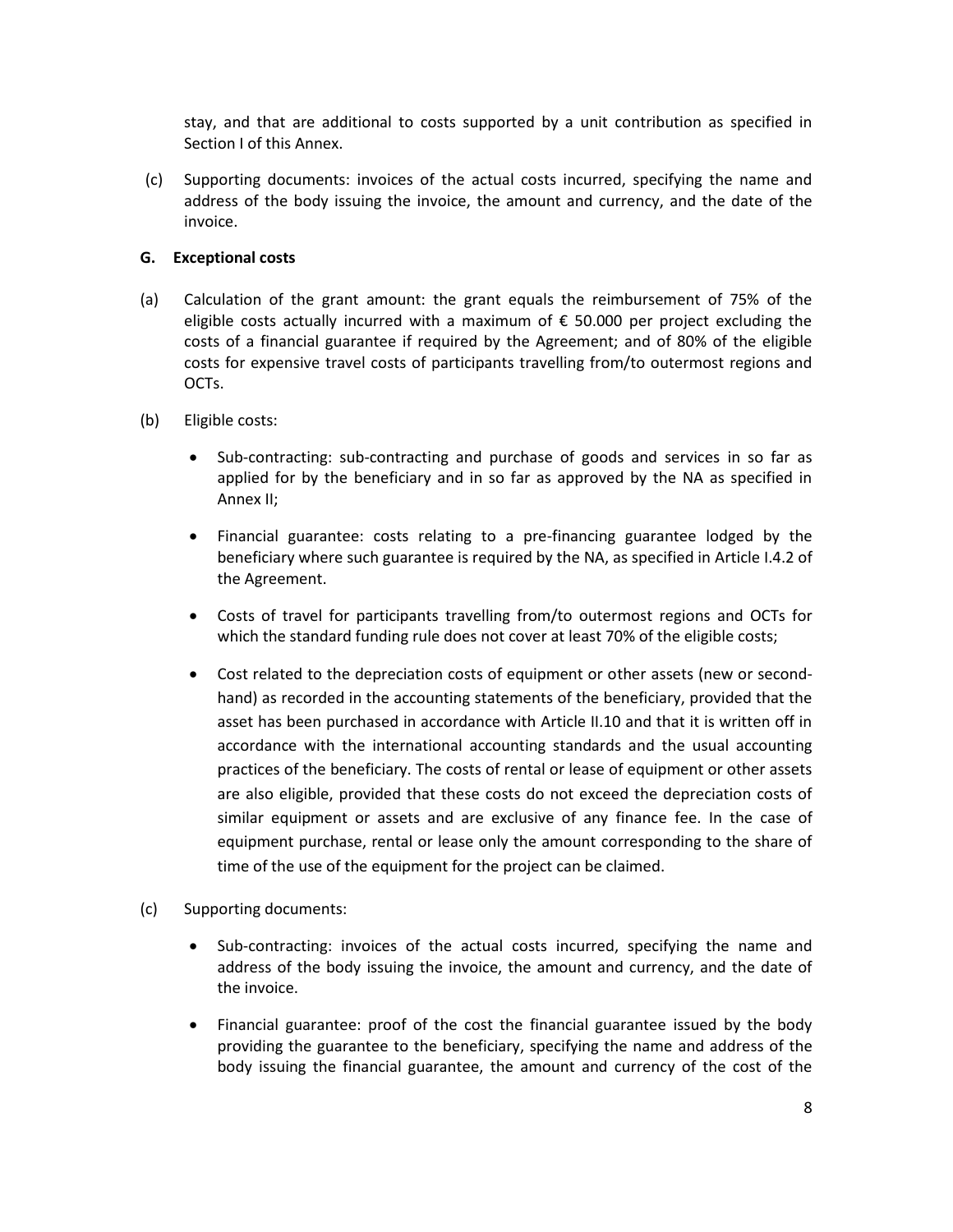stay, and that are additional to costs supported by a unit contribution as specified in Section I of this Annex.

(c) Supporting documents: invoices of the actual costs incurred, specifying the name and address of the body issuing the invoice, the amount and currency, and the date of the invoice.

**G. Exceptional costs**

(a) Calculation of the grant amount: the grant equals the reimbursement of 75% of the eligible costs actually incurred with a maximum of € 50.000 per project excluding the costs of a financial guarantee if required by the Agreement; and of 80% of the eligible costs for expensive travel costs of participants travelling from/to outermost regions and OCTs.

(b) Eligible costs:

- Sub-contracting: sub-contracting and purchase of goods and services in so far as applied for by the beneficiary and in so far as approved by the NA as specified in Annex II;
- Financial guarantee: costs relating to a pre-financing guarantee lodged by the beneficiary where such guarantee is required by the NA, as specified in Article I.4.2 of the Agreement.
- Costs of travel for participants travelling from/to outermost regions and OCTs for which the standard funding rule does not cover at least 70% of the eligible costs;
- Cost related to the depreciation costs of equipment or other assets (new or second-hand) as recorded in the accounting statements of the beneficiary, provided that the asset has been purchased in accordance with Article II.10 and that it is written off in accordance with the international accounting standards and the usual accounting practices of the beneficiary. The costs of rental or lease of equipment or other assets are also eligible, provided that these costs do not exceed the depreciation costs of similar equipment or assets and are exclusive of any finance fee. In the case of equipment purchase, rental or lease only the amount corresponding to the share of time of the use of the equipment for the project can be claimed.

(c) Supporting documents:

- Sub-contracting: invoices of the actual costs incurred, specifying the name and address of the body issuing the invoice, the amount and currency, and the date of the invoice.
- Financial guarantee: proof of the cost the financial guarantee issued by the body providing the guarantee to the beneficiary, specifying the name and address of the body issuing the financial guarantee, the amount and currency of the cost of the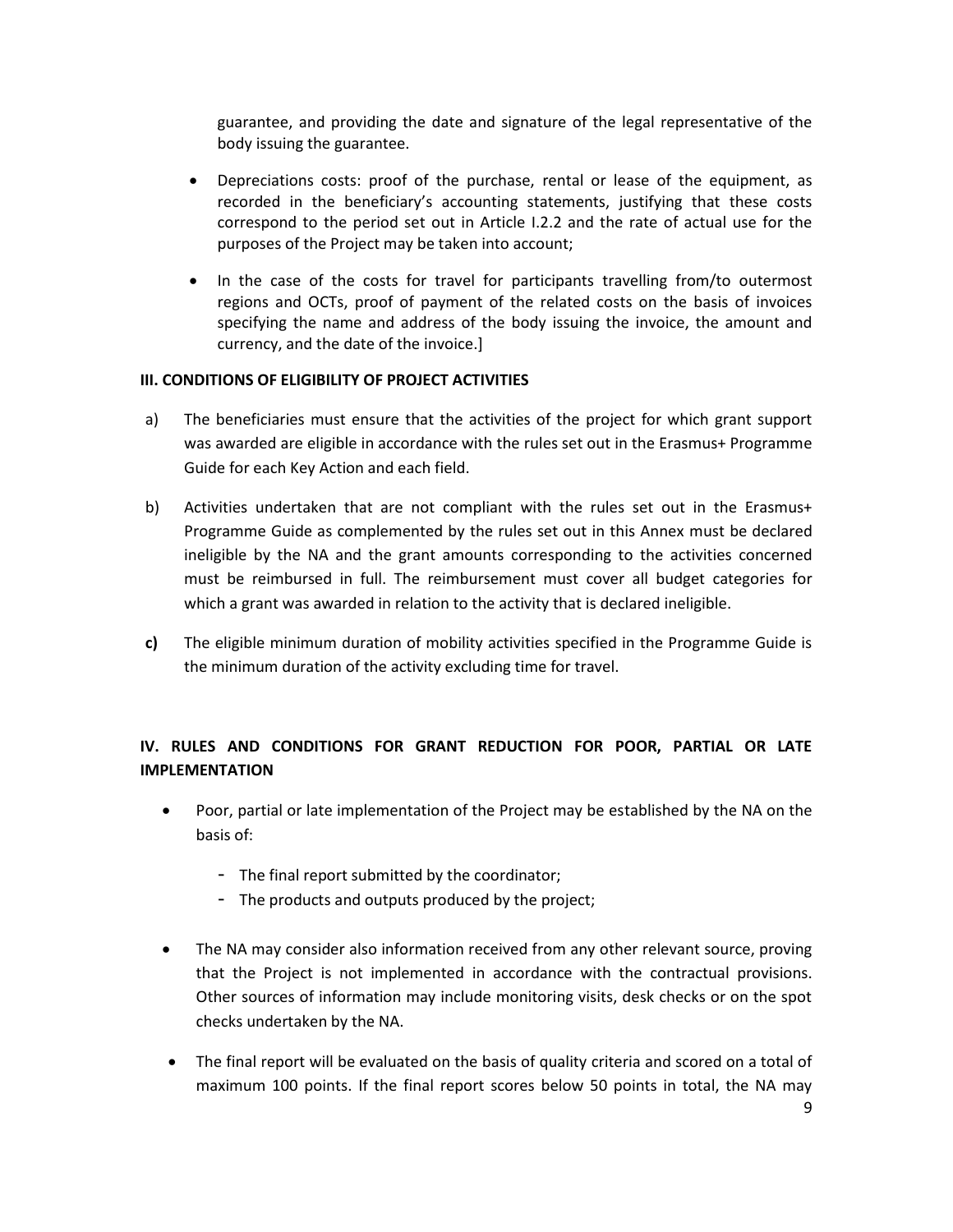guarantee, and providing the date and signature of the legal representative of the body issuing the guarantee.

- Depreciations costs: proof of the purchase, rental or lease of the equipment, as recorded in the beneficiary's accounting statements, justifying that these costs correspond to the period set out in Article I.2.2 and the rate of actual use for the purposes of the Project may be taken into account;
- In the case of the costs for travel for participants travelling from/to outermost regions and OCTs, proof of payment of the related costs on the basis of invoices specifying the name and address of the body issuing the invoice, the amount and currency, and the date of the invoice.]

**III. CONDITIONS OF ELIGIBILITY OF PROJECT ACTIVITIES**

a) The beneficiaries must ensure that the activities of the project for which grant support was awarded are eligible in accordance with the rules set out in the Erasmus+ Programme Guide for each Key Action and each field.

b) Activities undertaken that are not compliant with the rules set out in the Erasmus+ Programme Guide as complemented by the rules set out in this Annex must be declared ineligible by the NA and the grant amounts corresponding to the activities concerned must be reimbursed in full. The reimbursement must cover all budget categories for which a grant was awarded in relation to the activity that is declared ineligible.

**c)** The eligible minimum duration of mobility activities specified in the Programme Guide is the minimum duration of the activity excluding time for travel.

**IV. RULES AND CONDITIONS FOR GRANT REDUCTION FOR POOR, PARTIAL OR LATE IMPLEMENTATION**

- Poor, partial or late implementation of the Project may be established by the NA on the basis of:
  - The final report submitted by the coordinator;
  - The products and outputs produced by the project;
- The NA may consider also information received from any other relevant source, proving that the Project is not implemented in accordance with the contractual provisions. Other sources of information may include monitoring visits, desk checks or on the spot checks undertaken by the NA.
- The final report will be evaluated on the basis of quality criteria and scored on a total of maximum 100 points. If the final report scores below 50 points in total, the NA may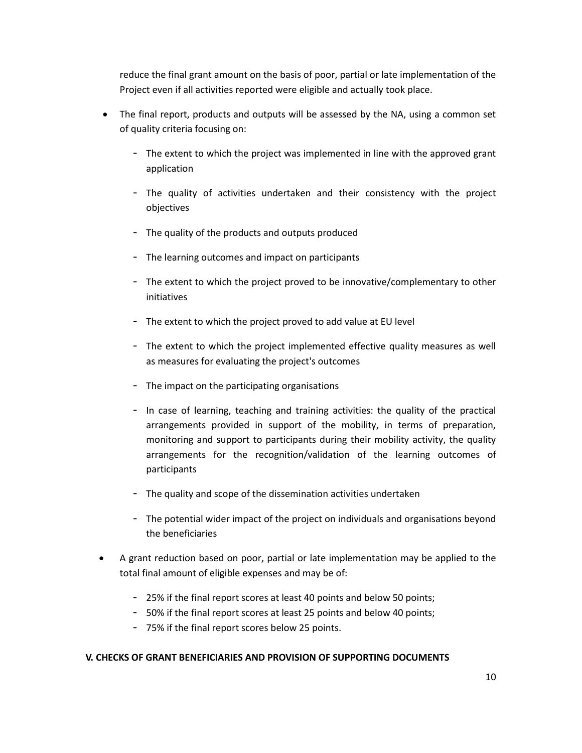reduce the final grant amount on the basis of poor, partial or late implementation of the Project even if all activities reported were eligible and actually took place.

- The final report, products and outputs will be assessed by the NA, using a common set of quality criteria focusing on:
  - The extent to which the project was implemented in line with the approved grant application
  - The quality of activities undertaken and their consistency with the project objectives
  - The quality of the products and outputs produced
  - The learning outcomes and impact on participants
  - The extent to which the project proved to be innovative/complementary to other initiatives
  - The extent to which the project proved to add value at EU level
  - The extent to which the project implemented effective quality measures as well as measures for evaluating the project's outcomes
  - The impact on the participating organisations
  - In case of learning, teaching and training activities: the quality of the practical arrangements provided in support of the mobility, in terms of preparation, monitoring and support to participants during their mobility activity, the quality arrangements for the recognition/validation of the learning outcomes of participants
  - The quality and scope of the dissemination activities undertaken
  - The potential wider impact of the project on individuals and organisations beyond the beneficiaries
- A grant reduction based on poor, partial or late implementation may be applied to the total final amount of eligible expenses and may be of:
  - 25% if the final report scores at least 40 points and below 50 points;
  - 50% if the final report scores at least 25 points and below 40 points;
  - 75% if the final report scores below 25 points.

**V. CHECKS OF GRANT BENEFICIARIES AND PROVISION OF SUPPORTING DOCUMENTS**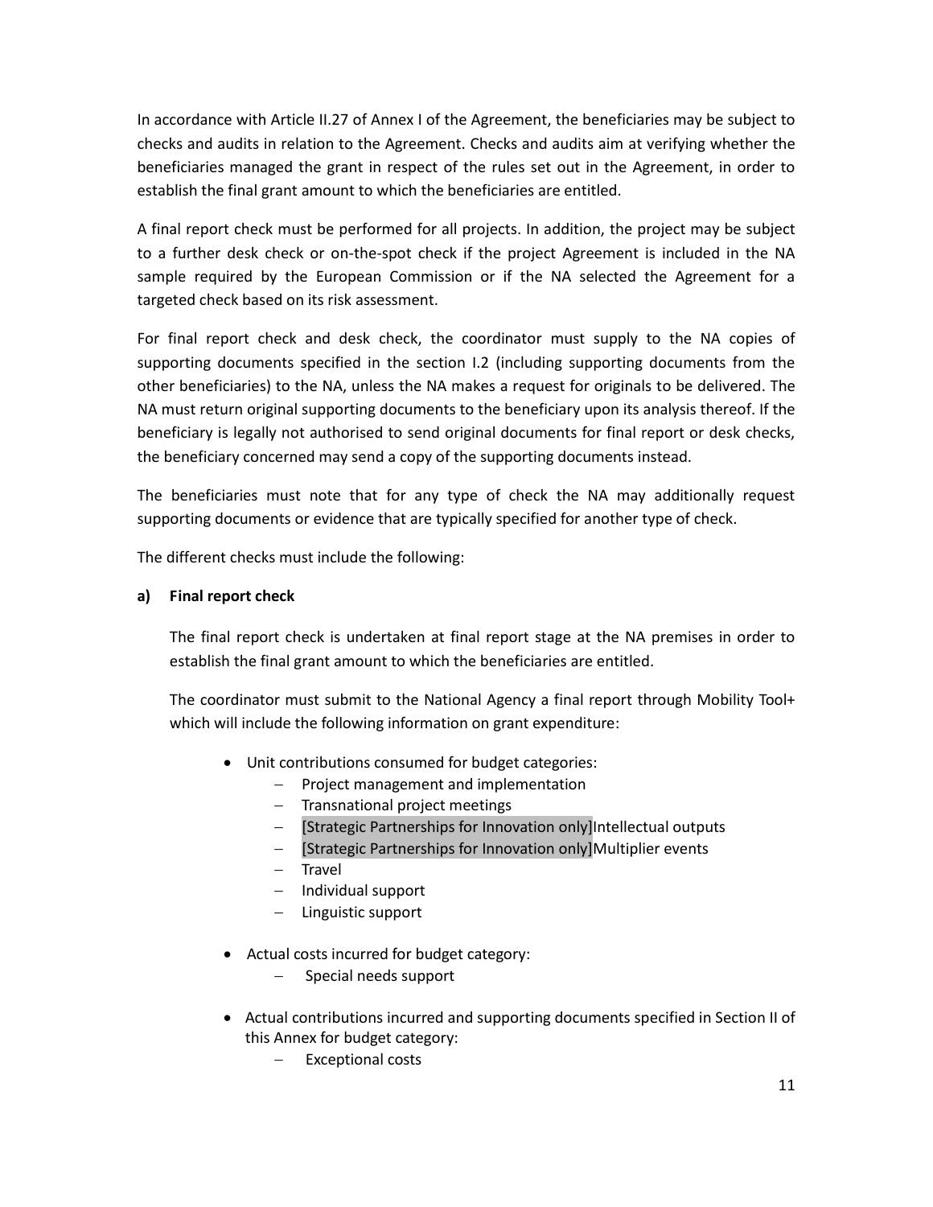In accordance with Article II.27 of Annex I of the Agreement, the beneficiaries may be subject to checks and audits in relation to the Agreement. Checks and audits aim at verifying whether the beneficiaries managed the grant in respect of the rules set out in the Agreement, in order to establish the final grant amount to which the beneficiaries are entitled.

A final report check must be performed for all projects. In addition, the project may be subject to a further desk check or on-the-spot check if the project Agreement is included in the NA sample required by the European Commission or if the NA selected the Agreement for a targeted check based on its risk assessment.

For final report check and desk check, the coordinator must supply to the NA copies of supporting documents specified in the section I.2 (including supporting documents from the other beneficiaries) to the NA, unless the NA makes a request for originals to be delivered. The NA must return original supporting documents to the beneficiary upon its analysis thereof. If the beneficiary is legally not authorised to send original documents for final report or desk checks, the beneficiary concerned may send a copy of the supporting documents instead.

The beneficiaries must note that for any type of check the NA may additionally request supporting documents or evidence that are typically specified for another type of check.

The different checks must include the following:

**a) Final report check**

The final report check is undertaken at final report stage at the NA premises in order to establish the final grant amount to which the beneficiaries are entitled.

The coordinator must submit to the National Agency a final report through Mobility Tool+ which will include the following information on grant expenditure:

- Unit contributions consumed for budget categories:
  - Project management and implementation
  - Transnational project meetings
  - [Strategic Partnerships for Innovation only]Intellectual outputs
  - [Strategic Partnerships for Innovation only]Multiplier events
  - Travel
  - Individual support
  - Linguistic support
- Actual costs incurred for budget category:
  - Special needs support
- Actual contributions incurred and supporting documents specified in Section II of this Annex for budget category:
  - Exceptional costs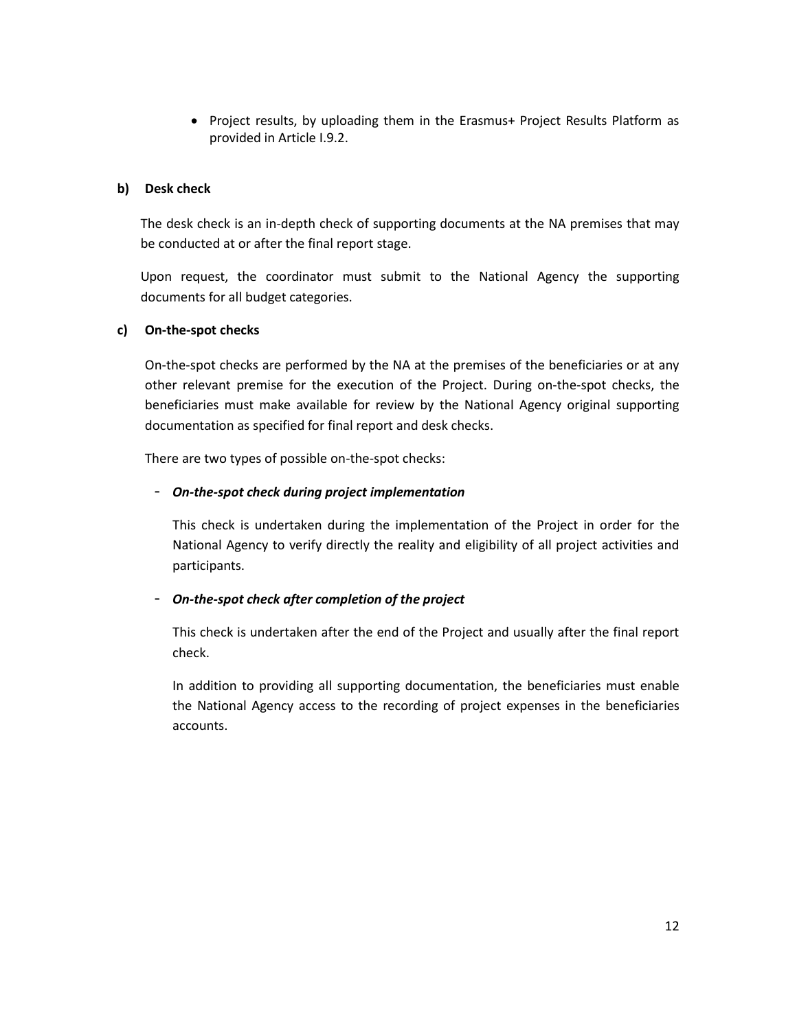- Project results, by uploading them in the Erasmus+ Project Results Platform as provided in Article I.9.2.

**b) Desk check**

The desk check is an in-depth check of supporting documents at the NA premises that may be conducted at or after the final report stage.

Upon request, the coordinator must submit to the National Agency the supporting documents for all budget categories.

**c) On-the-spot checks**

On-the-spot checks are performed by the NA at the premises of the beneficiaries or at any other relevant premise for the execution of the Project. During on-the-spot checks, the beneficiaries must make available for review by the National Agency original supporting documentation as specified for final report and desk checks.

There are two types of possible on-the-spot checks:

- ***On-the-spot check during project implementation***

  This check is undertaken during the implementation of the Project in order for the National Agency to verify directly the reality and eligibility of all project activities and participants.

- ***On-the-spot check after completion of the project***

  This check is undertaken after the end of the Project and usually after the final report check.

  In addition to providing all supporting documentation, the beneficiaries must enable the National Agency access to the recording of project expenses in the beneficiaries accounts.